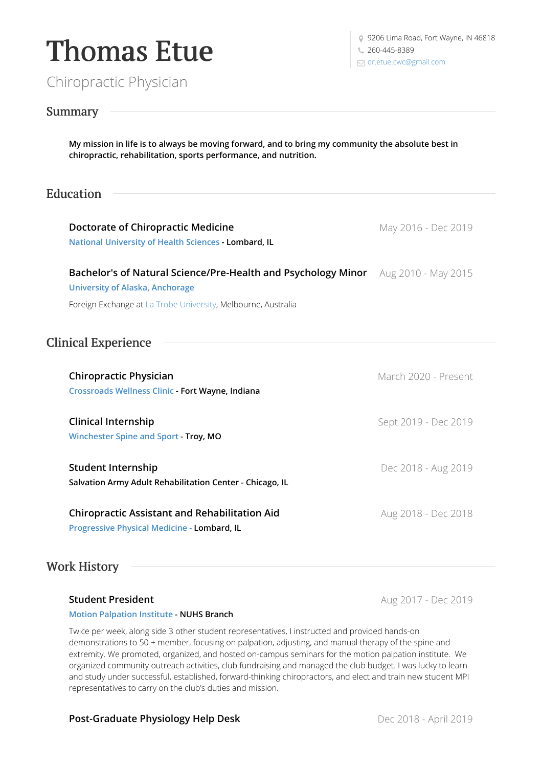# Thomas Etue

Chiropractic Physician

9206 Lima Road, Fort Wayne, IN 46818
260-445-8389
dr.etue.cwc@gmail.com

## Summary

**My mission in life is to always be moving forward, and to bring my community the absolute best in chiropractic, rehabilitation, sports performance, and nutrition.**

## Education

### Doctorate of Chiropractic Medicine
May 2016 - Dec 2019

National University of Health Sciences - **Lombard, IL**

### Bachelor's of Natural Science/Pre-Health and Psychology Minor
Aug 2010 - May 2015

University of Alaska, Anchorage

Foreign Exchange at La Trobe University, Melbourne, Australia

## Clinical Experience

### Chiropractic Physician
March 2020 - Present

Crossroads Wellness Clinic - **Fort Wayne, Indiana**

### Clinical Internship
Sept 2019 - Dec 2019

Winchester Spine and Sport - **Troy, MO**

### Student Internship
Dec 2018 - Aug 2019

**Salvation Army Adult Rehabilitation Center - Chicago, IL**

### Chiropractic Assistant and Rehabilitation Aid
Aug 2018 - Dec 2018

Progressive Physical Medicine - **Lombard, IL**

## Work History

### Student President
Aug 2017 - Dec 2019

Motion Palpation Institute - **NUHS Branch**

Twice per week, along side 3 other student representatives, I instructed and provided hands-on demonstrations to 50 + member, focusing on palpation, adjusting, and manual therapy of the spine and extremity. We promoted, organized, and hosted on-campus seminars for the motion palpation institute. We organized community outreach activities, club fundraising and managed the club budget. I was lucky to learn and study under successful, established, forward-thinking chiropractors, and elect and train new student MPI representatives to carry on the club's duties and mission.

### Post-Graduate Physiology Help Desk
Dec 2018 - April 2019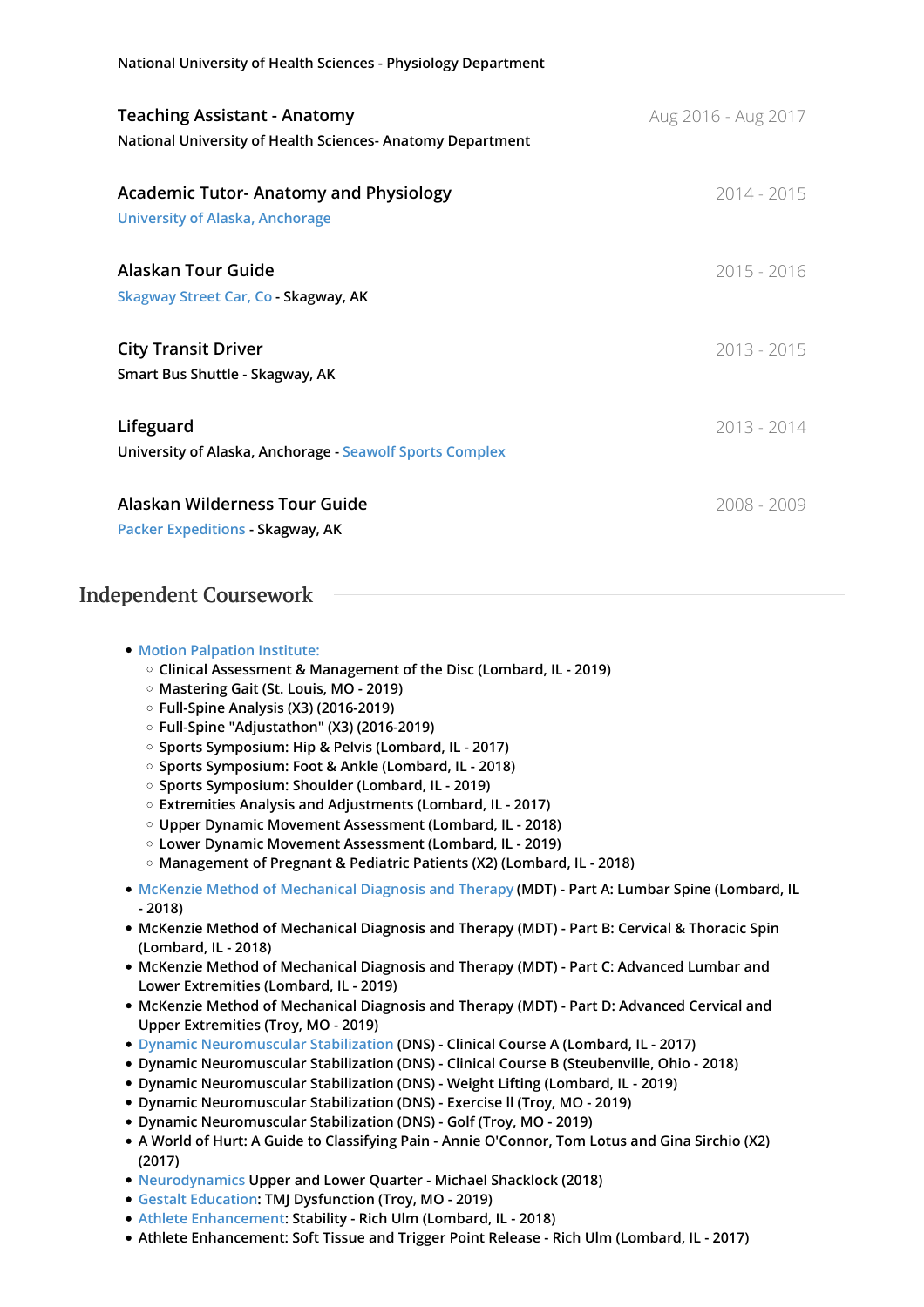National University of Health Sciences - Physiology Department

### Teaching Assistant - Anatomy
Aug 2016 - Aug 2017

National University of Health Sciences- Anatomy Department

### Academic Tutor- Anatomy and Physiology
2014 - 2015

University of Alaska, Anchorage

### Alaskan Tour Guide
2015 - 2016

Skagway Street Car, Co - Skagway, AK

### City Transit Driver
2013 - 2015

Smart Bus Shuttle - Skagway, AK

### Lifeguard
2013 - 2014

University of Alaska, Anchorage - Seawolf Sports Complex

### Alaskan Wilderness Tour Guide
2008 - 2009

Packer Expeditions - Skagway, AK

## Independent Coursework

- Motion Palpation Institute:
  - Clinical Assessment & Management of the Disc (Lombard, IL - 2019)
  - Mastering Gait (St. Louis, MO - 2019)
  - Full-Spine Analysis (X3) (2016-2019)
  - Full-Spine "Adjustathon" (X3) (2016-2019)
  - Sports Symposium: Hip & Pelvis (Lombard, IL - 2017)
  - Sports Symposium: Foot & Ankle (Lombard, IL - 2018)
  - Sports Symposium: Shoulder (Lombard, IL - 2019)
  - Extremities Analysis and Adjustments (Lombard, IL - 2017)
  - Upper Dynamic Movement Assessment (Lombard, IL - 2018)
  - Lower Dynamic Movement Assessment (Lombard, IL - 2019)
  - Management of Pregnant & Pediatric Patients (X2) (Lombard, IL - 2018)
- McKenzie Method of Mechanical Diagnosis and Therapy (MDT) - Part A: Lumbar Spine (Lombard, IL - 2018)
- McKenzie Method of Mechanical Diagnosis and Therapy (MDT) - Part B: Cervical & Thoracic Spin (Lombard, IL - 2018)
- McKenzie Method of Mechanical Diagnosis and Therapy (MDT) - Part C: Advanced Lumbar and Lower Extremities (Lombard, IL - 2019)
- McKenzie Method of Mechanical Diagnosis and Therapy (MDT) - Part D: Advanced Cervical and Upper Extremities (Troy, MO - 2019)
- Dynamic Neuromuscular Stabilization (DNS) - Clinical Course A (Lombard, IL - 2017)
- Dynamic Neuromuscular Stabilization (DNS) - Clinical Course B (Steubenville, Ohio - 2018)
- Dynamic Neuromuscular Stabilization (DNS) - Weight Lifting (Lombard, IL - 2019)
- Dynamic Neuromuscular Stabilization (DNS) - Exercise ll (Troy, MO - 2019)
- Dynamic Neuromuscular Stabilization (DNS) - Golf (Troy, MO - 2019)
- A World of Hurt: A Guide to Classifying Pain - Annie O'Connor, Tom Lotus and Gina Sirchio (X2) (2017)
- Neurodynamics Upper and Lower Quarter - Michael Shacklock (2018)
- Gestalt Education: TMJ Dysfunction (Troy, MO - 2019)
- Athlete Enhancement: Stability - Rich Ulm (Lombard, IL - 2018)
- Athlete Enhancement: Soft Tissue and Trigger Point Release - Rich Ulm (Lombard, IL - 2017)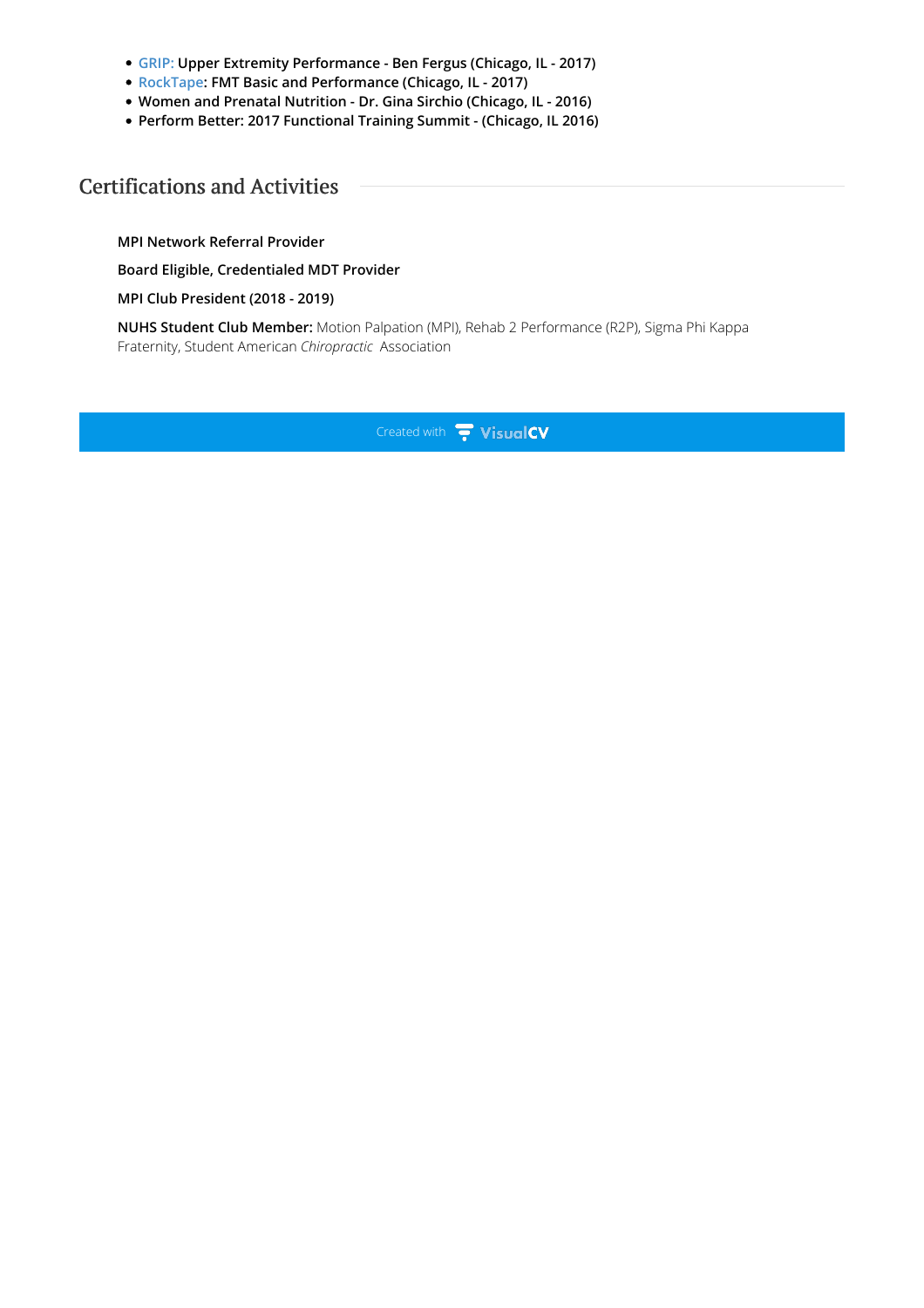- GRIP: **Upper Extremity Performance - Ben Fergus (Chicago, IL - 2017)**
- RockTape: **FMT Basic and Performance (Chicago, IL - 2017)**
- **Women and Prenatal Nutrition - Dr. Gina Sirchio (Chicago, IL - 2016)**
- **Perform Better: 2017 Functional Training Summit - (Chicago, IL 2016)**

## Certifications and Activities

**MPI Network Referral Provider**

**Board Eligible, Credentialed MDT Provider**

**MPI Club President (2018 - 2019)**

**NUHS Student Club Member:** Motion Palpation (MPI), Rehab 2 Performance (R2P), Sigma Phi Kappa Fraternity, Student American *Chiropractic* Association

Created with VisualCV